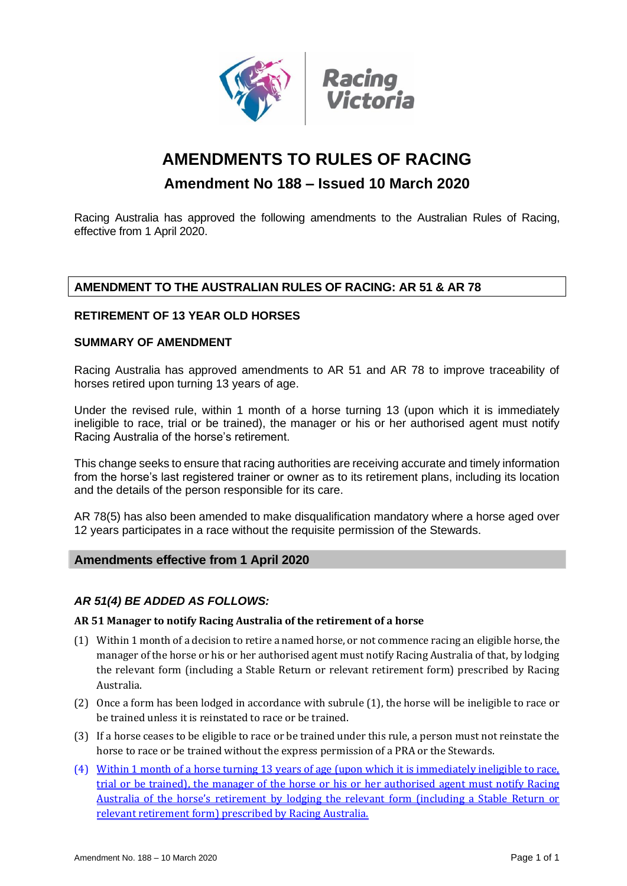# AMENDMENTS TO RULES OF RACING

## Amendment No 188 – Issued 10 March 2020

Racing Australia has approved the following amendments to the Australian Rules of Racing, effective from 1 April 2020.

### AMENDMENT TO THE AUSTRALIAN RULES OF RACING: AR 51 & AR 78

**RETIREMENT OF 13 YEAR OLD HORSES**

**SUMMARY OF AMENDMENT**

Racing Australia has approved amendments to AR 51 and AR 78 to improve traceability of horses retired upon turning 13 years of age.

Under the revised rule, within 1 month of a horse turning 13 (upon which it is immediately ineligible to race, trial or be trained), the manager or his or her authorised agent must notify Racing Australia of the horse's retirement.

This change seeks to ensure that racing authorities are receiving accurate and timely information from the horse's last registered trainer or owner as to its retirement plans, including its location and the details of the person responsible for its care.

AR 78(5) has also been amended to make disqualification mandatory where a horse aged over 12 years participates in a race without the requisite permission of the Stewards.

### Amendments effective from 1 April 2020

***AR 51(4) BE ADDED AS FOLLOWS:***

**AR 51 Manager to notify Racing Australia of the retirement of a horse**

(1) Within 1 month of a decision to retire a named horse, or not commence racing an eligible horse, the manager of the horse or his or her authorised agent must notify Racing Australia of that, by lodging the relevant form (including a Stable Return or relevant retirement form) prescribed by Racing Australia.

(2) Once a form has been lodged in accordance with subrule (1), the horse will be ineligible to race or be trained unless it is reinstated to race or be trained.

(3) If a horse ceases to be eligible to race or be trained under this rule, a person must not reinstate the horse to race or be trained without the express permission of a PRA or the Stewards.

(4) <u>Within 1 month of a horse turning 13 years of age (upon which it is immediately ineligible to race, trial or be trained), the manager of the horse or his or her authorised agent must notify Racing Australia of the horse's retirement by lodging the relevant form (including a Stable Return or relevant retirement form) prescribed by Racing Australia.</u>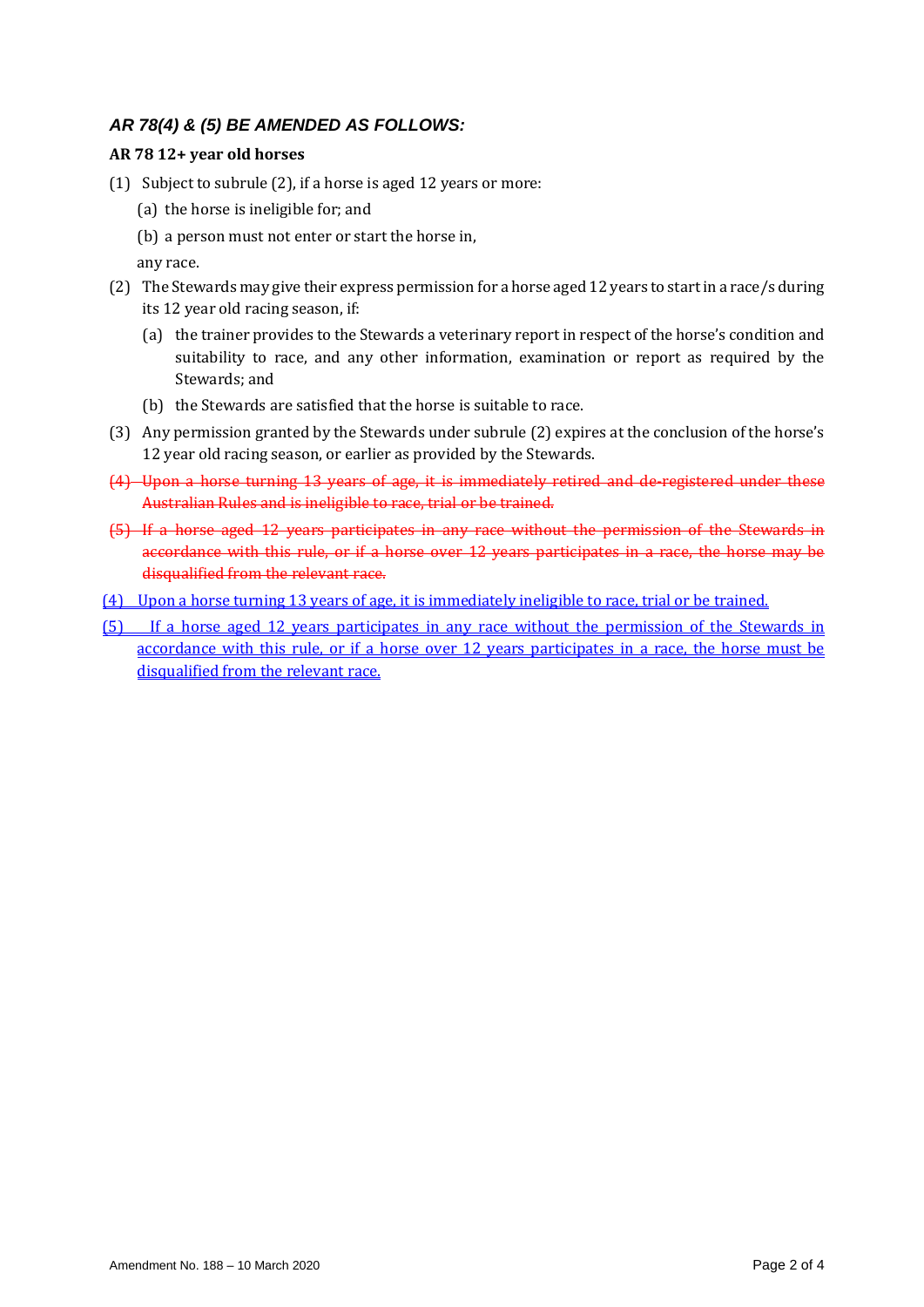### *AR 78(4) & (5) BE AMENDED AS FOLLOWS:*

**AR 78 12+ year old horses**

(1) Subject to subrule (2), if a horse is aged 12 years or more:

(a) the horse is ineligible for; and

(b) a person must not enter or start the horse in,

any race.

(2) The Stewards may give their express permission for a horse aged 12 years to start in a race/s during its 12 year old racing season, if:

(a) the trainer provides to the Stewards a veterinary report in respect of the horse's condition and suitability to race, and any other information, examination or report as required by the Stewards; and

(b) the Stewards are satisfied that the horse is suitable to race.

(3) Any permission granted by the Stewards under subrule (2) expires at the conclusion of the horse's 12 year old racing season, or earlier as provided by the Stewards.

~~(4) Upon a horse turning 13 years of age, it is immediately retired and de-registered under these Australian Rules and is ineligible to race, trial or be trained.~~

~~(5) If a horse aged 12 years participates in any race without the permission of the Stewards in accordance with this rule, or if a horse over 12 years participates in a race, the horse may be disqualified from the relevant race.~~

<u>(4) Upon a horse turning 13 years of age, it is immediately ineligible to race, trial or be trained.</u>

<u>(5) If a horse aged 12 years participates in any race without the permission of the Stewards in accordance with this rule, or if a horse over 12 years participates in a race, the horse must be disqualified from the relevant race.</u>

Amendment No. 188 – 10 March 2020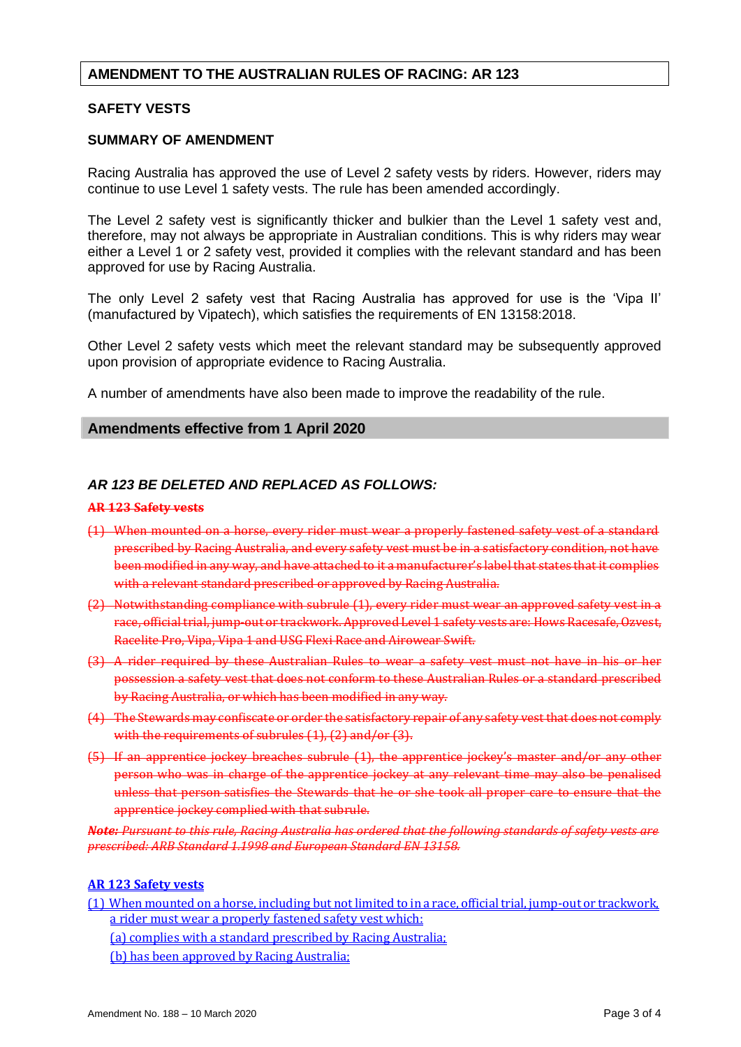## AMENDMENT TO THE AUSTRALIAN RULES OF RACING: AR 123

### SAFETY VESTS

### SUMMARY OF AMENDMENT

Racing Australia has approved the use of Level 2 safety vests by riders. However, riders may continue to use Level 1 safety vests. The rule has been amended accordingly.

The Level 2 safety vest is significantly thicker and bulkier than the Level 1 safety vest and, therefore, may not always be appropriate in Australian conditions. This is why riders may wear either a Level 1 or 2 safety vest, provided it complies with the relevant standard and has been approved for use by Racing Australia.

The only Level 2 safety vest that Racing Australia has approved for use is the 'Vipa II' (manufactured by Vipatech), which satisfies the requirements of EN 13158:2018.

Other Level 2 safety vests which meet the relevant standard may be subsequently approved upon provision of appropriate evidence to Racing Australia.

A number of amendments have also been made to improve the readability of the rule.

### Amendments effective from 1 April 2020

***AR 123 BE DELETED AND REPLACED AS FOLLOWS:***

~~**AR 123 Safety vests**~~

~~(1) When mounted on a horse, every rider must wear a properly fastened safety vest of a standard prescribed by Racing Australia, and every safety vest must be in a satisfactory condition, not have been modified in any way, and have attached to it a manufacturer's label that states that it complies with a relevant standard prescribed or approved by Racing Australia.~~

~~(2) Notwithstanding compliance with subrule (1), every rider must wear an approved safety vest in a race, official trial, jump-out or trackwork. Approved Level 1 safety vests are: Hows Racesafe, Ozvest, Racelite Pro, Vipa, Vipa 1 and USG Flexi Race and Airowear Swift.~~

~~(3) A rider required by these Australian Rules to wear a safety vest must not have in his or her possession a safety vest that does not conform to these Australian Rules or a standard prescribed by Racing Australia, or which has been modified in any way.~~

~~(4) The Stewards may confiscate or order the satisfactory repair of any safety vest that does not comply with the requirements of subrules (1), (2) and/or (3).~~

~~(5) If an apprentice jockey breaches subrule (1), the apprentice jockey's master and/or any other person who was in charge of the apprentice jockey at any relevant time may also be penalised unless that person satisfies the Stewards that he or she took all proper care to ensure that the apprentice jockey complied with that subrule.~~

~~***Note:*** *Pursuant to this rule, Racing Australia has ordered that the following standards of safety vests are prescribed: ARB Standard 1.1998 and European Standard EN 13158.*~~

<u>**AR 123 Safety vests**</u>

<u>(1) When mounted on a horse, including but not limited to in a race, official trial, jump-out or trackwork, a rider must wear a properly fastened safety vest which:</u>

<u>(a) complies with a standard prescribed by Racing Australia;</u>

<u>(b) has been approved by Racing Australia;</u>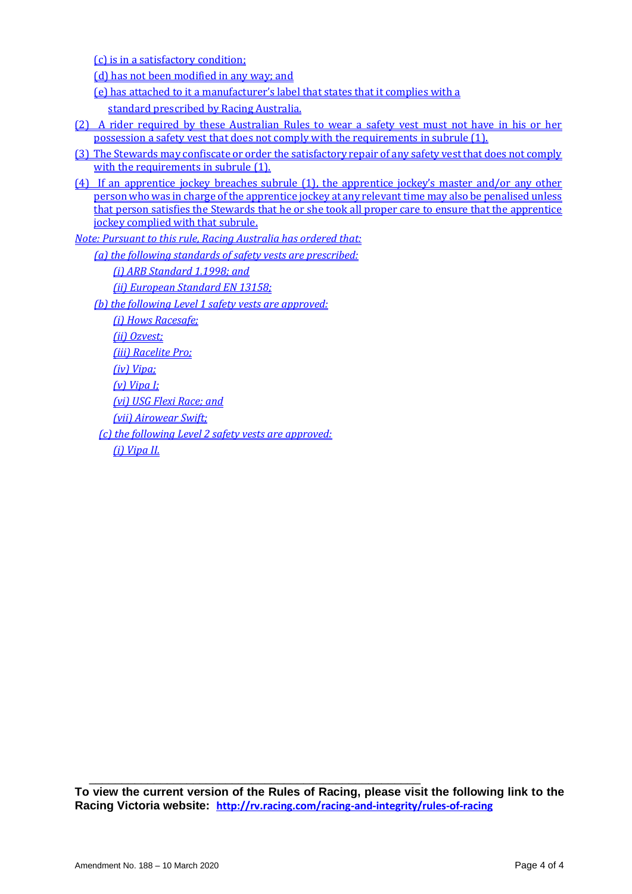(c) is in a satisfactory condition;

(d) has not been modified in any way; and

(e) has attached to it a manufacturer's label that states that it complies with a standard prescribed by Racing Australia.

(2) A rider required by these Australian Rules to wear a safety vest must not have in his or her possession a safety vest that does not comply with the requirements in subrule (1).

(3) The Stewards may confiscate or order the satisfactory repair of any safety vest that does not comply with the requirements in subrule (1).

(4) If an apprentice jockey breaches subrule (1), the apprentice jockey's master and/or any other person who was in charge of the apprentice jockey at any relevant time may also be penalised unless that person satisfies the Stewards that he or she took all proper care to ensure that the apprentice jockey complied with that subrule.

*Note: Pursuant to this rule, Racing Australia has ordered that:*

*(a) the following standards of safety vests are prescribed:*

*(i) ARB Standard 1.1998; and*

*(ii) European Standard EN 13158;*

*(b) the following Level 1 safety vests are approved:*

*(i) Hows Racesafe;*

*(ii) Ozvest;*

*(iii) Racelite Pro;*

*(iv) Vipa;*

*(v) Vipa I;*

*(vi) USG Flexi Race; and*

*(vii) Airowear Swift;*

*(c) the following Level 2 safety vests are approved:*

*(i) Vipa II.*

---

**To view the current version of the Rules of Racing, please visit the following link to the Racing Victoria website: http://rv.racing.com/racing-and-integrity/rules-of-racing**

Amendment No. 188 – 10 March 2020